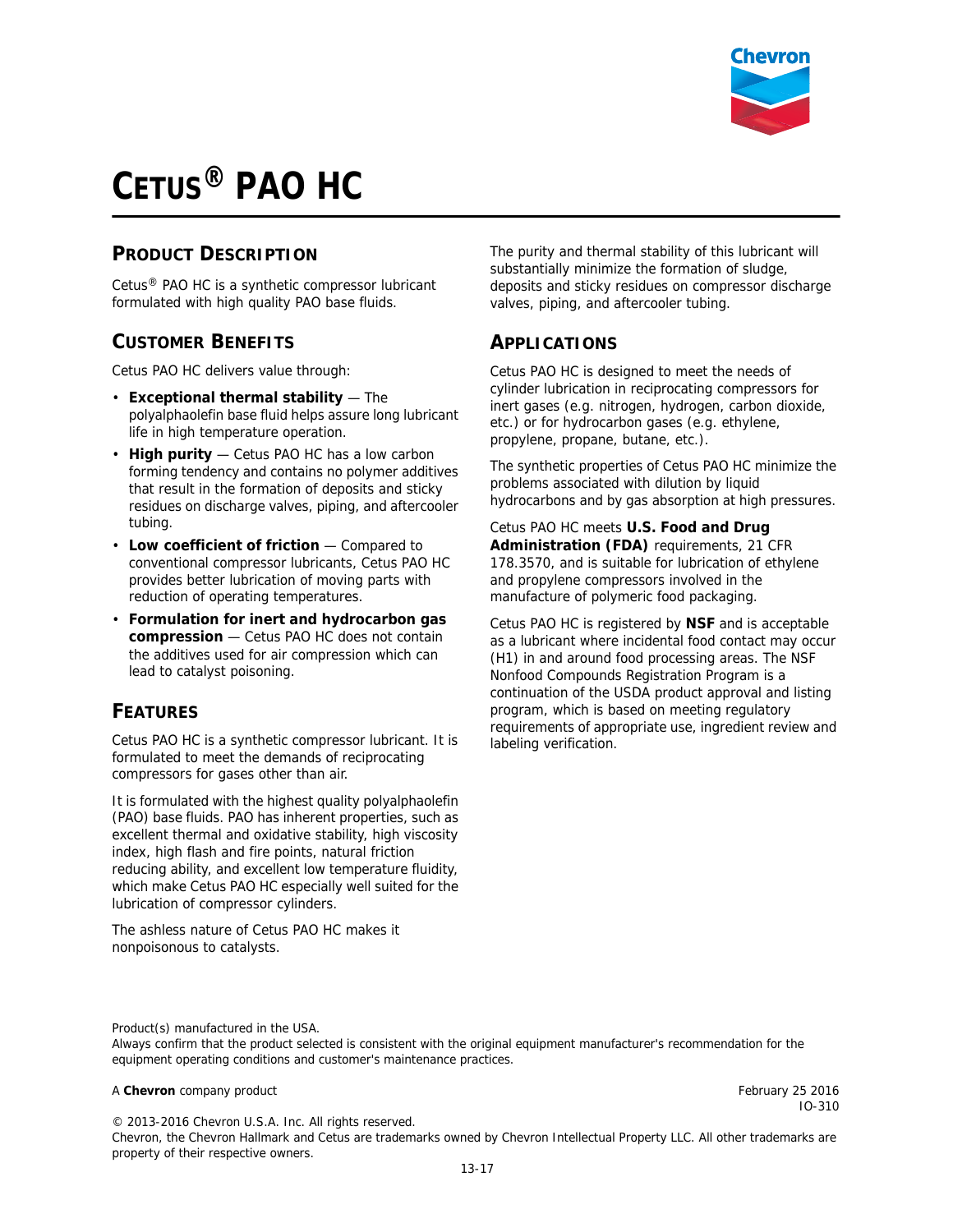# CETUS® PAO HC

## PRODUCT DESCRIPTION

Cetus® PAO HC is a synthetic compressor lubricant formulated with high quality PAO base fluids.

## CUSTOMER BENEFITS

Cetus PAO HC delivers value through:

- **Exceptional thermal stability** — The polyalphaolefin base fluid helps assure long lubricant life in high temperature operation.
- **High purity** — Cetus PAO HC has a low carbon forming tendency and contains no polymer additives that result in the formation of deposits and sticky residues on discharge valves, piping, and aftercooler tubing.
- **Low coefficient of friction** — Compared to conventional compressor lubricants, Cetus PAO HC provides better lubrication of moving parts with reduction of operating temperatures.
- **Formulation for inert and hydrocarbon gas compression** — Cetus PAO HC does not contain the additives used for air compression which can lead to catalyst poisoning.

## FEATURES

Cetus PAO HC is a synthetic compressor lubricant. It is formulated to meet the demands of reciprocating compressors for gases other than air.

It is formulated with the highest quality polyalphaolefin (PAO) base fluids. PAO has inherent properties, such as excellent thermal and oxidative stability, high viscosity index, high flash and fire points, natural friction reducing ability, and excellent low temperature fluidity, which make Cetus PAO HC especially well suited for the lubrication of compressor cylinders.

The ashless nature of Cetus PAO HC makes it nonpoisonous to catalysts.

The purity and thermal stability of this lubricant will substantially minimize the formation of sludge, deposits and sticky residues on compressor discharge valves, piping, and aftercooler tubing.

## APPLICATIONS

Cetus PAO HC is designed to meet the needs of cylinder lubrication in reciprocating compressors for inert gases (e.g. nitrogen, hydrogen, carbon dioxide, etc.) or for hydrocarbon gases (e.g. ethylene, propylene, propane, butane, etc.).

The synthetic properties of Cetus PAO HC minimize the problems associated with dilution by liquid hydrocarbons and by gas absorption at high pressures.

Cetus PAO HC meets **U.S. Food and Drug Administration (FDA)** requirements, 21 CFR 178.3570, and is suitable for lubrication of ethylene and propylene compressors involved in the manufacture of polymeric food packaging.

Cetus PAO HC is registered by **NSF** and is acceptable as a lubricant where incidental food contact may occur (H1) in and around food processing areas. The NSF Nonfood Compounds Registration Program is a continuation of the USDA product approval and listing program, which is based on meeting regulatory requirements of appropriate use, ingredient review and labeling verification.

Product(s) manufactured in the USA.
Always confirm that the product selected is consistent with the original equipment manufacturer's recommendation for the equipment operating conditions and customer's maintenance practices.

A **Chevron** company product

February 25 2016
IO-310

© 2013-2016 Chevron U.S.A. Inc. All rights reserved.
Chevron, the Chevron Hallmark and Cetus are trademarks owned by Chevron Intellectual Property LLC. All other trademarks are property of their respective owners.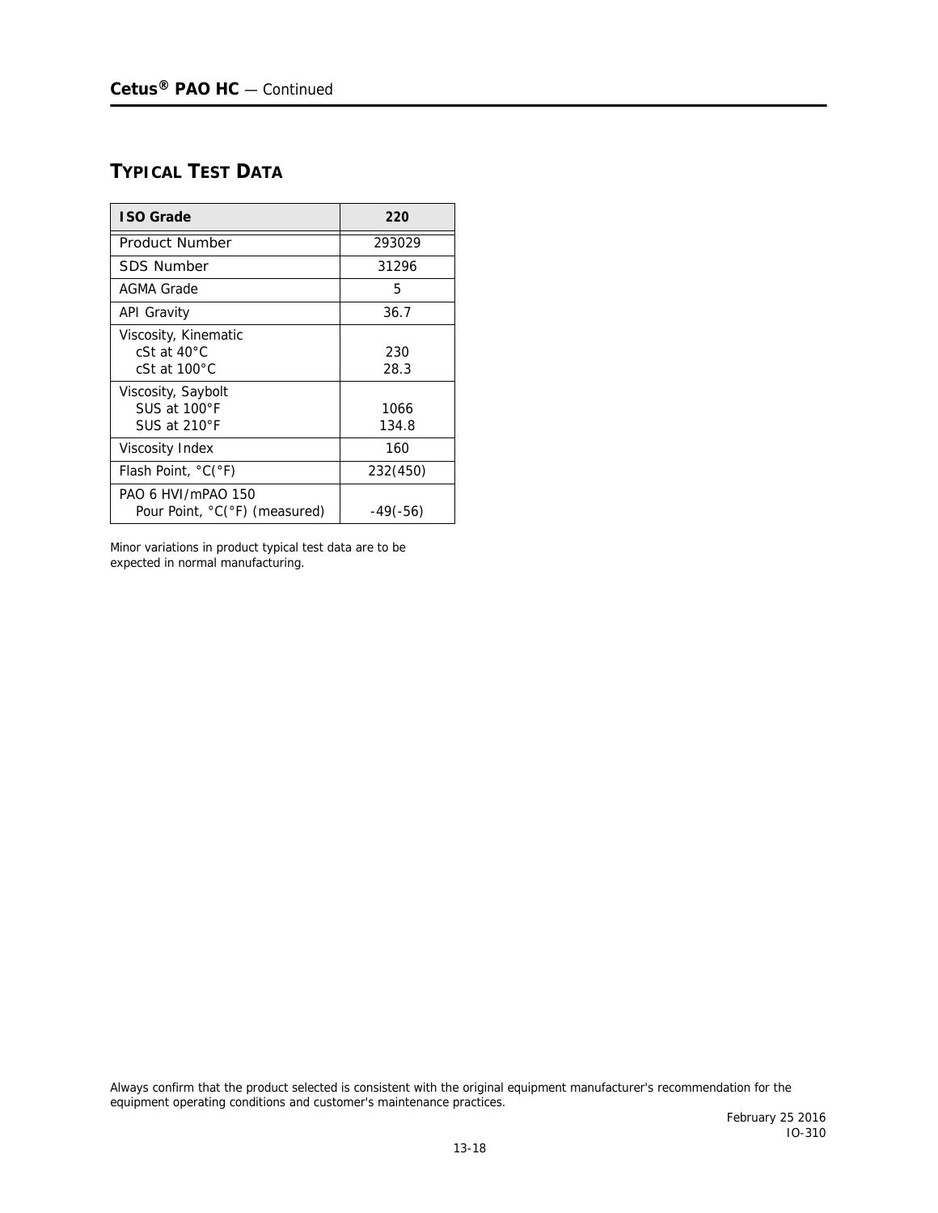## TYPICAL TEST DATA

| ISO Grade | 220 |
| --- | --- |
| Product Number | 293029 |
| SDS Number | 31296 |
| AGMA Grade | 5 |
| API Gravity | 36.7 |
| Viscosity, Kinematic<br>cSt at 40°C<br>cSt at 100°C | <br>230<br>28.3 |
| Viscosity, Saybolt<br>SUS at 100°F<br>SUS at 210°F | <br>1066<br>134.8 |
| Viscosity Index | 160 |
| Flash Point, °C(°F) | 232(450) |
| PAO 6 HVI/mPAO 150<br>Pour Point, °C(°F) (measured) | <br>-49(-56) |

Minor variations in product typical test data are to be expected in normal manufacturing.

Always confirm that the product selected is consistent with the original equipment manufacturer's recommendation for the equipment operating conditions and customer's maintenance practices.

February 25 2016
IO-310